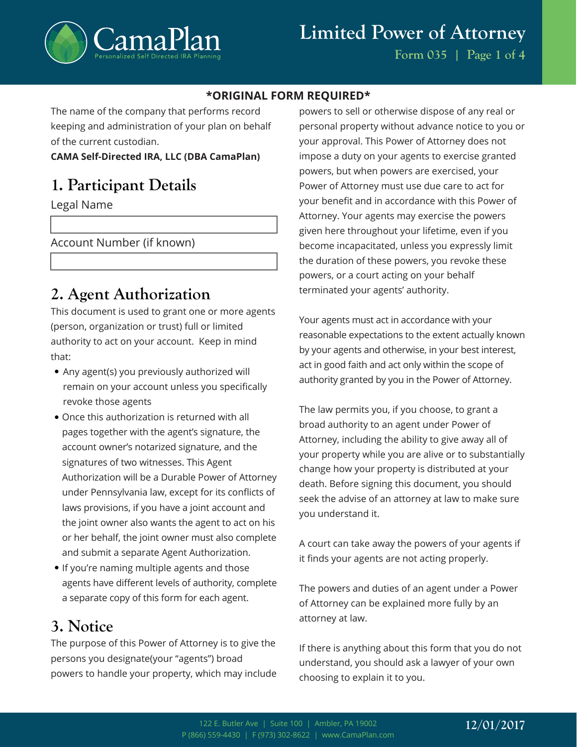# Limited Power of Attorney

Form 035

**\*ORIGINAL FORM REQUIRED\***

The name of the company that performs record keeping and administration of your plan on behalf of the current custodian.

**CAMA Self-Directed IRA, LLC (DBA CamaPlan)**

## 1. Participant Details

Legal Name

Account Number (if known)

## 2. Agent Authorization

This document is used to grant one or more agents (person, organization or trust) full or limited authority to act on your account. Keep in mind that:

- Any agent(s) you previously authorized will remain on your account unless you specifically revoke those agents
- Once this authorization is returned with all pages together with the agent's signature, the account owner's notarized signature, and the signatures of two witnesses. This Agent Authorization will be a Durable Power of Attorney under Pennsylvania law, except for its conflicts of laws provisions, if you have a joint account and the joint owner also wants the agent to act on his or her behalf, the joint owner must also complete and submit a separate Agent Authorization.
- If you're naming multiple agents and those agents have different levels of authority, complete a separate copy of this form for each agent.

## 3. Notice

The purpose of this Power of Attorney is to give the persons you designate(your "agents") broad powers to handle your property, which may include powers to sell or otherwise dispose of any real or personal property without advance notice to you or your approval. This Power of Attorney does not impose a duty on your agents to exercise granted powers, but when powers are exercised, your Power of Attorney must use due care to act for your benefit and in accordance with this Power of Attorney. Your agents may exercise the powers given here throughout your lifetime, even if you become incapacitated, unless you expressly limit the duration of these powers, you revoke these powers, or a court acting on your behalf terminated your agents' authority.

Your agents must act in accordance with your reasonable expectations to the extent actually known by your agents and otherwise, in your best interest, act in good faith and act only within the scope of authority granted by you in the Power of Attorney.

The law permits you, if you choose, to grant a broad authority to an agent under Power of Attorney, including the ability to give away all of your property while you are alive or to substantially change how your property is distributed at your death. Before signing this document, you should seek the advise of an attorney at law to make sure you understand it.

A court can take away the powers of your agents if it finds your agents are not acting properly.

The powers and duties of an agent under a Power of Attorney can be explained more fully by an attorney at law.

If there is anything about this form that you do not understand, you should ask a lawyer of your own choosing to explain it to you.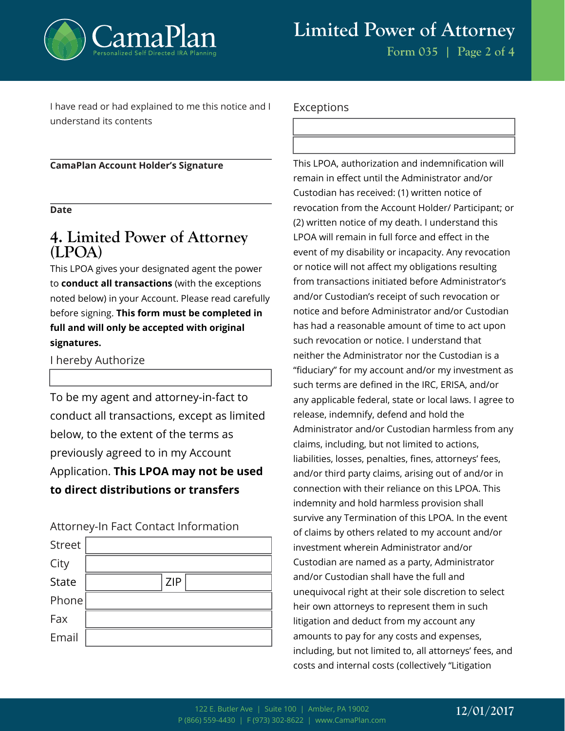I have read or had explained to me this notice and I understand its contents

**CamaPlan Account Holder's Signature**

**Date**

## 4. Limited Power of Attorney (LPOA)

This LPOA gives your designated agent the power to **conduct all transactions** (with the exceptions noted below) in your Account. Please read carefully before signing. **This form must be completed in full and will only be accepted with original signatures.**

I hereby Authorize

To be my agent and attorney-in-fact to conduct all transactions, except as limited below, to the extent of the terms as previously agreed to in my Account Application. **This LPOA may not be used to direct distributions or transfers**

Attorney-In Fact Contact Information

| | |
|---|---|
| Street | |
| City | |
| State | ZIP |
| Phone | |
| Fax | |
| Email | |

Exceptions

This LPOA, authorization and indemnification will remain in effect until the Administrator and/or Custodian has received: (1) written notice of revocation from the Account Holder/ Participant; or (2) written notice of my death. I understand this LPOA will remain in full force and effect in the event of my disability or incapacity. Any revocation or notice will not affect my obligations resulting from transactions initiated before Administrator's and/or Custodian's receipt of such revocation or notice and before Administrator and/or Custodian has had a reasonable amount of time to act upon such revocation or notice. I understand that neither the Administrator nor the Custodian is a "fiduciary" for my account and/or my investment as such terms are defined in the IRC, ERISA, and/or any applicable federal, state or local laws. I agree to release, indemnify, defend and hold the Administrator and/or Custodian harmless from any claims, including, but not limited to actions, liabilities, losses, penalties, fines, attorneys' fees, and/or third party claims, arising out of and/or in connection with their reliance on this LPOA. This indemnity and hold harmless provision shall survive any Termination of this LPOA. In the event of claims by others related to my account and/or investment wherein Administrator and/or Custodian are named as a party, Administrator and/or Custodian shall have the full and unequivocal right at their sole discretion to select heir own attorneys to represent them in such litigation and deduct from my account any amounts to pay for any costs and expenses, including, but not limited to, all attorneys' fees, and costs and internal costs (collectively "Litigation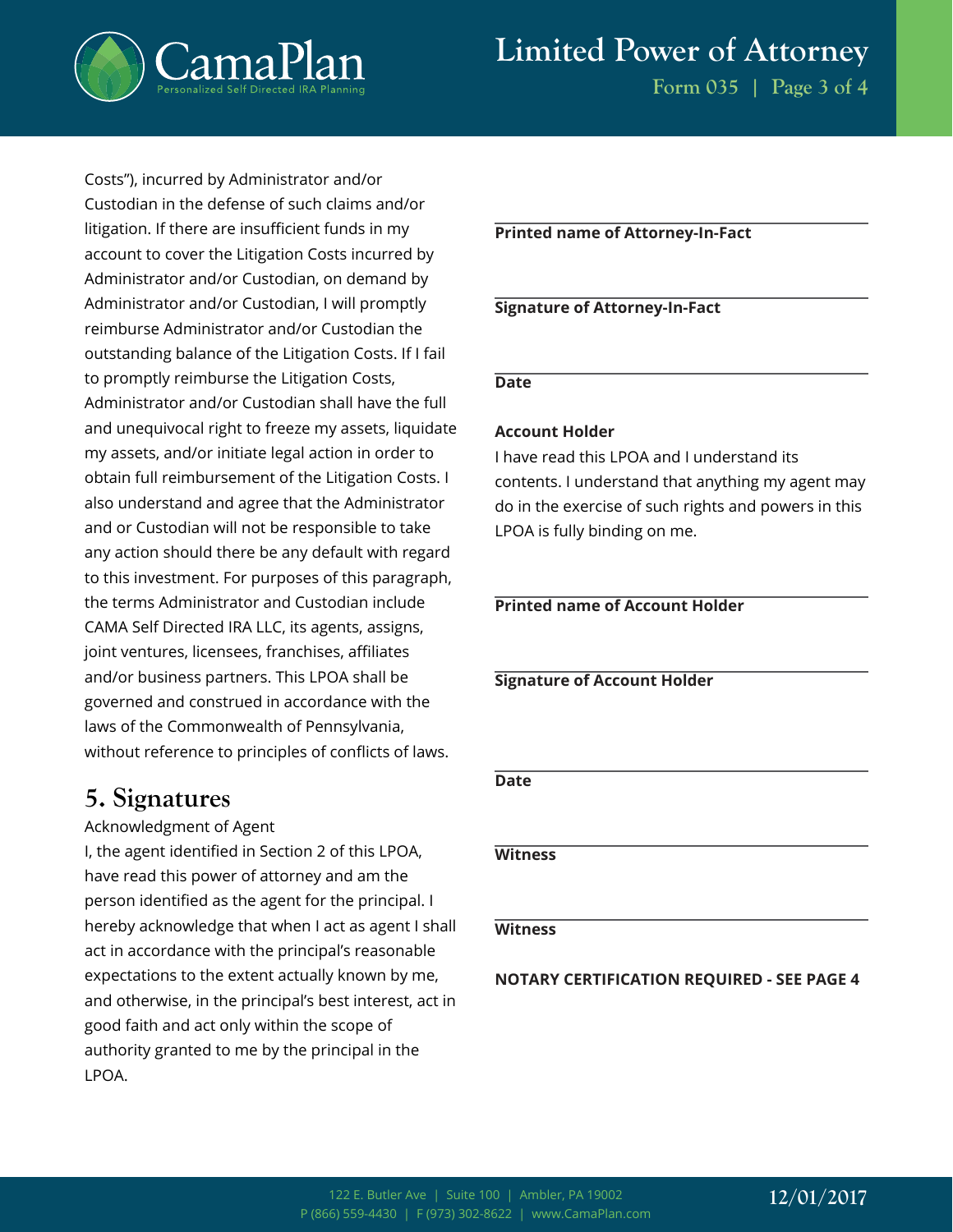Costs"), incurred by Administrator and/or Custodian in the defense of such claims and/or litigation. If there are insufficient funds in my account to cover the Litigation Costs incurred by Administrator and/or Custodian, on demand by Administrator and/or Custodian, I will promptly reimburse Administrator and/or Custodian the outstanding balance of the Litigation Costs. If I fail to promptly reimburse the Litigation Costs, Administrator and/or Custodian shall have the full and unequivocal right to freeze my assets, liquidate my assets, and/or initiate legal action in order to obtain full reimbursement of the Litigation Costs. I also understand and agree that the Administrator and or Custodian will not be responsible to take any action should there be any default with regard to this investment. For purposes of this paragraph, the terms Administrator and Custodian include CAMA Self Directed IRA LLC, its agents, assigns, joint ventures, licensees, franchises, affiliates and/or business partners. This LPOA shall be governed and construed in accordance with the laws of the Commonwealth of Pennsylvania, without reference to principles of conflicts of laws.

## 5. Signatures

Acknowledgment of Agent

I, the agent identified in Section 2 of this LPOA, have read this power of attorney and am the person identified as the agent for the principal. I hereby acknowledge that when I act as agent I shall act in accordance with the principal's reasonable expectations to the extent actually known by me, and otherwise, in the principal's best interest, act in good faith and act only within the scope of authority granted to me by the principal in the LPOA.

______________________________
**Printed name of Attorney-In-Fact**

______________________________
**Signature of Attorney-In-Fact**

______________________________
**Date**

**Account Holder**

I have read this LPOA and I understand its contents. I understand that anything my agent may do in the exercise of such rights and powers in this LPOA is fully binding on me.

______________________________
**Printed name of Account Holder**

______________________________
**Signature of Account Holder**

______________________________
**Date**

______________________________
**Witness**

______________________________
**Witness**

**NOTARY CERTIFICATION REQUIRED - SEE PAGE 4**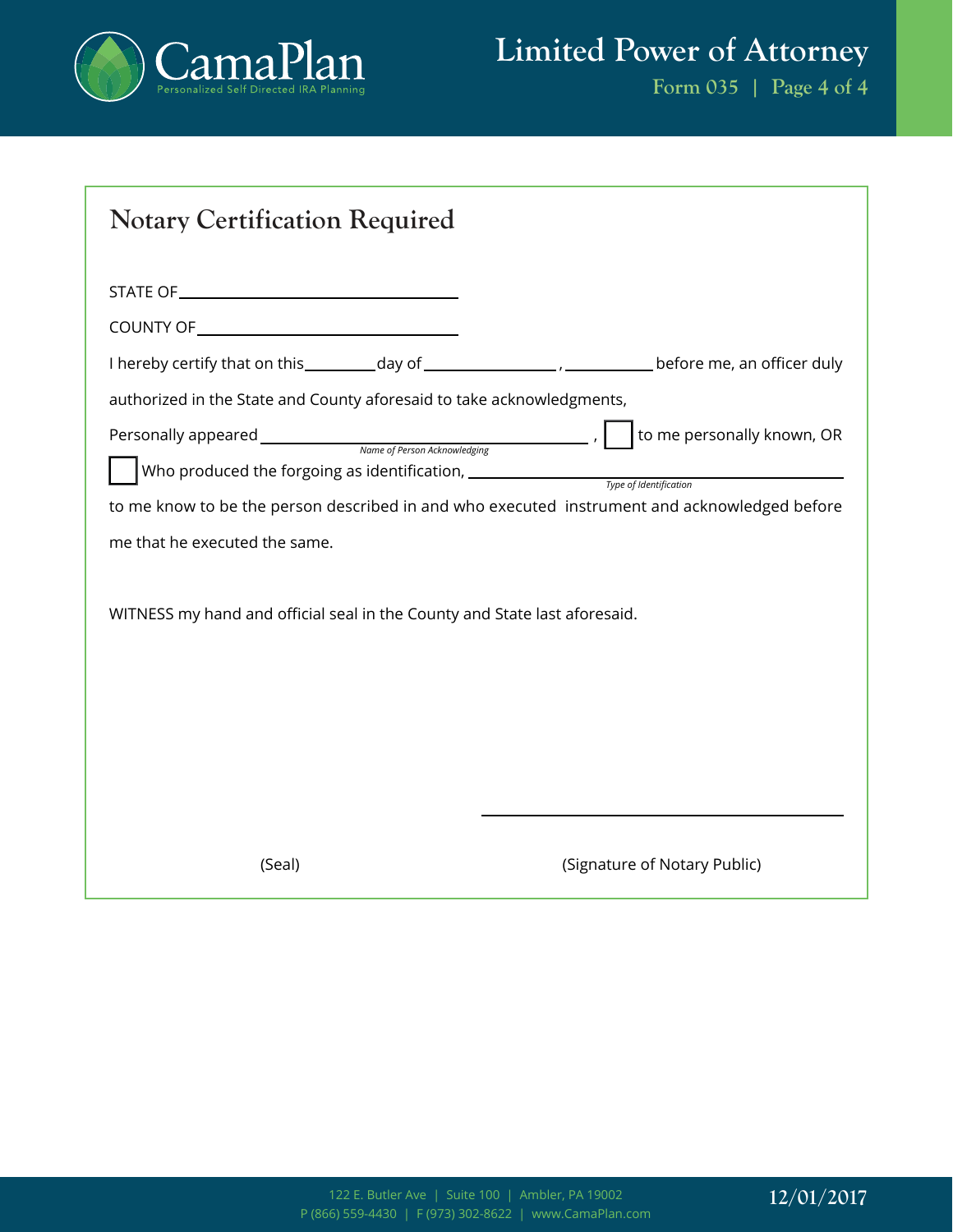# Limited Power of Attorney

Form 035

## Notary Certification Required

STATE OF\_\_\_\_\_\_\_\_\_\_\_\_\_\_\_\_\_\_\_\_\_\_\_\_\_\_\_\_\_\_\_\_

COUNTY OF\_\_\_\_\_\_\_\_\_\_\_\_\_\_\_\_\_\_\_\_\_\_\_\_\_\_\_\_\_\_

I hereby certify that on this\_\_\_\_\_\_\_\_day of\_\_\_\_\_\_\_\_\_\_\_\_\_\_\_\_, \_\_\_\_\_\_\_\_\_\_ before me, an officer duly authorized in the State and County aforesaid to take acknowledgments,

Personally appeared \_\_\_\_\_\_\_\_\_\_\_\_\_\_\_\_\_\_\_\_\_\_\_\_\_\_\_\_\_\_\_\_\_\_\_\_\_\_ , ☐ to me personally known, OR

*Name of Person Acknowledging*

☐ Who produced the forging as identification, \_\_\_\_\_\_\_\_\_\_\_\_\_\_\_\_\_\_\_\_\_\_\_\_\_\_\_\_\_\_\_\_\_\_\_\_\_\_\_\_\_\_

*Type of Identification*

to me know to be the person described in and who executed instrument and acknowledged before me that he executed the same.

WITNESS my hand and official seal in the County and State last aforesaid.

\_\_\_\_\_\_\_\_\_\_\_\_\_\_\_\_\_\_\_\_\_\_\_\_\_\_\_\_\_\_\_\_\_\_\_\_\_\_\_\_

(Seal) (Signature of Notary Public)

122 E. Butler Ave | Suite 100 | Ambler, PA 19002
P (866) 559-4430 | F (973) 302-8622 | www.CamaPlan.com

12/01/2017